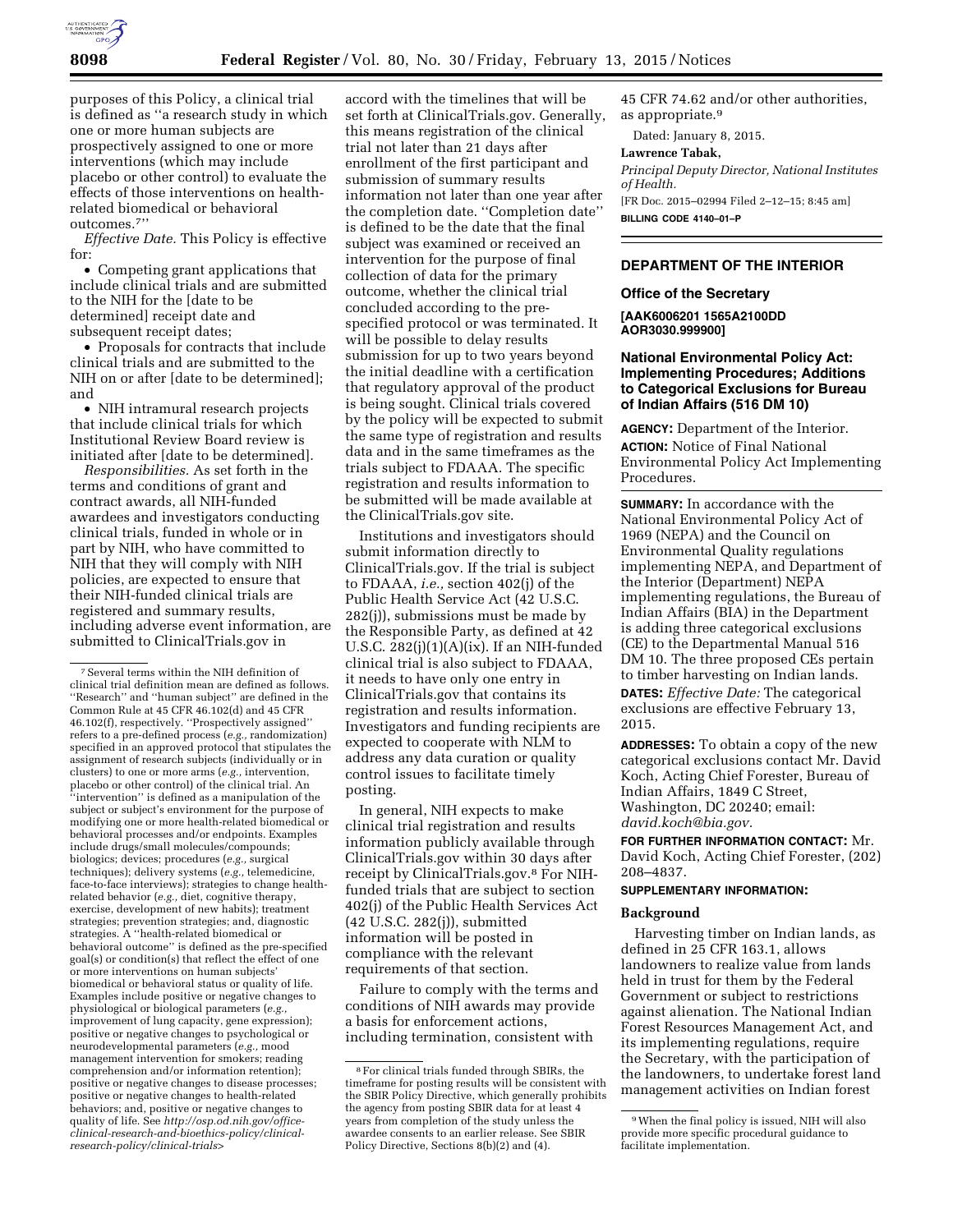purposes of this Policy, a clinical trial is defined as ''a research study in which one or more human subjects are prospectively assigned to one or more interventions (which may include placebo or other control) to evaluate the effects of those interventions on health-related biomedical or behavioral outcomes.[7]''

*Effective Date.* This Policy is effective for:

- Competing grant applications that include clinical trials and are submitted to the NIH for the [date to be determined] receipt date and subsequent receipt dates;
- Proposals for contracts that include clinical trials and are submitted to the NIH on or after [date to be determined]; and
- NIH intramural research projects that include clinical trials for which Institutional Review Board review is initiated after [date to be determined].

*Responsibilities.* As set forth in the terms and conditions of grant and contract awards, all NIH-funded awardees and investigators conducting clinical trials, funded in whole or in part by NIH, who have committed to NIH that they will comply with NIH policies, are expected to ensure that their NIH-funded clinical trials are registered and summary results, including adverse event information, are submitted to ClinicalTrials.gov in accord with the timelines that will be set forth at ClinicalTrials.gov. Generally, this means registration of the clinical trial not later than 21 days after enrollment of the first participant and submission of summary results information not later than one year after the completion date. ''Completion date'' is defined to be the date that the final subject was examined or received an intervention for the purpose of final collection of data for the primary outcome, whether the clinical trial concluded according to the pre-specified protocol or was terminated. It will be possible to delay results submission for up to two years beyond the initial deadline with a certification that regulatory approval of the product is being sought. Clinical trials covered by the policy will be expected to submit the same type of registration and results data and in the same timeframes as the trials subject to FDAAA. The specific registration and results information to be submitted will be made available at the ClinicalTrials.gov site.

Institutions and investigators should submit information directly to ClinicalTrials.gov. If the trial is subject to FDAAA, *i.e.,* section 402(j) of the Public Health Service Act (42 U.S.C. 282(j)), submissions must be made by the Responsible Party, as defined at 42 U.S.C. 282(j)(1)(A)(ix). If an NIH-funded clinical trial is also subject to FDAAA, it needs to have only one entry in ClinicalTrials.gov that contains its registration and results information. Investigators and funding recipients are expected to cooperate with NLM to address any data curation or quality control issues to facilitate timely posting.

In general, NIH expects to make clinical trial registration and results information publicly available through ClinicalTrials.gov within 30 days after receipt by ClinicalTrials.gov.[8] For NIH-funded trials that are subject to section 402(j) of the Public Health Services Act (42 U.S.C. 282(j)), submitted information will be posted in compliance with the relevant requirements of that section.

Failure to comply with the terms and conditions of NIH awards may provide a basis for enforcement actions, including termination, consistent with 45 CFR 74.62 and/or other authorities, as appropriate.[9]

Dated: January 8, 2015.

**Lawrence Tabak,**

*Principal Deputy Director, National Institutes of Health.*

[FR Doc. 2015–02994 Filed 2–12–15; 8:45 am]

**BILLING CODE 4140–01–P**

---

[7] Several terms within the NIH definition of clinical trial definition mean are defined as follows. ''Research'' and ''human subject'' are defined in the Common Rule at 45 CFR 46.102(d) and 45 CFR 46.102(f), respectively. ''Prospectively assigned'' refers to a pre-defined process (*e.g.,* randomization) specified in an approved protocol that stipulates the assignment of research subjects (individually or in clusters) to one or more arms (*e.g.,* intervention, placebo or other control) of the clinical trial. An ''intervention'' is defined as a manipulation of the subject or subject's environment for the purpose of modifying one or more health-related biomedical or behavioral processes and/or endpoints. Examples include drugs/small molecules/compounds; biologics; devices; procedures (*e.g.,* surgical techniques); delivery systems (*e.g.,* telemedicine, face-to-face interviews); strategies to change health-related behavior (*e.g.,* diet, cognitive therapy, exercise, development of new habits); treatment strategies; prevention strategies; and, diagnostic strategies. A ''health-related biomedical or behavioral outcome'' is defined as the pre-specified goal(s) or condition(s) that reflect the effect of one or more interventions on human subjects' biomedical or behavioral status or quality of life. Examples include positive or negative changes to physiological or biological parameters (*e.g.,* improvement of lung capacity, gene expression); positive or negative changes to psychological or neurodevelopmental parameters (*e.g.,* mood management intervention for smokers; reading comprehension and/or information retention); positive or negative changes to disease processes; positive or negative changes to health-related behaviors; and, positive or negative changes to quality of life. See *http://osp.od.nih.gov/office-clinical-research-and-bioethics-policy/clinical-research-policy/clinical-trials>*

[8] For clinical trials funded through SBIRs, the timeframe for posting results will be consistent with the SBIR Policy Directive, which generally prohibits the agency from posting SBIR data for at least 4 years from completion of the study unless the awardee consents to an earlier release. See SBIR Policy Directive, Sections 8(b)(2) and (4).

[9] When the final policy is issued, NIH will also provide more specific procedural guidance to facilitate implementation.

---

## DEPARTMENT OF THE INTERIOR

### Office of the Secretary

**[AAK6006201 1565A2100DD AOR3030.999900]**

### National Environmental Policy Act: Implementing Procedures; Additions to Categorical Exclusions for Bureau of Indian Affairs (516 DM 10)

**AGENCY:** Department of the Interior.

**ACTION:** Notice of Final National Environmental Policy Act Implementing Procedures.

**SUMMARY:** In accordance with the National Environmental Policy Act of 1969 (NEPA) and the Council on Environmental Quality regulations implementing NEPA, and Department of the Interior (Department) NEPA implementing regulations, the Bureau of Indian Affairs (BIA) in the Department is adding three categorical exclusions (CE) to the Departmental Manual 516 DM 10. The three proposed CEs pertain to timber harvesting on Indian lands.

**DATES:** *Effective Date:* The categorical exclusions are effective February 13, 2015.

**ADDRESSES:** To obtain a copy of the new categorical exclusions contact Mr. David Koch, Acting Chief Forester, Bureau of Indian Affairs, 1849 C Street, Washington, DC 20240; email: *david.koch@bia.gov.*

**FOR FURTHER INFORMATION CONTACT:** Mr. David Koch, Acting Chief Forester, (202) 208–4837.

**SUPPLEMENTARY INFORMATION:**

#### Background

Harvesting timber on Indian lands, as defined in 25 CFR 163.1, allows landowners to realize value from lands held in trust for them by the Federal Government or subject to restrictions against alienation. The National Indian Forest Resources Management Act, and its implementing regulations, require the Secretary, with the participation of the landowners, to undertake forest land management activities on Indian forest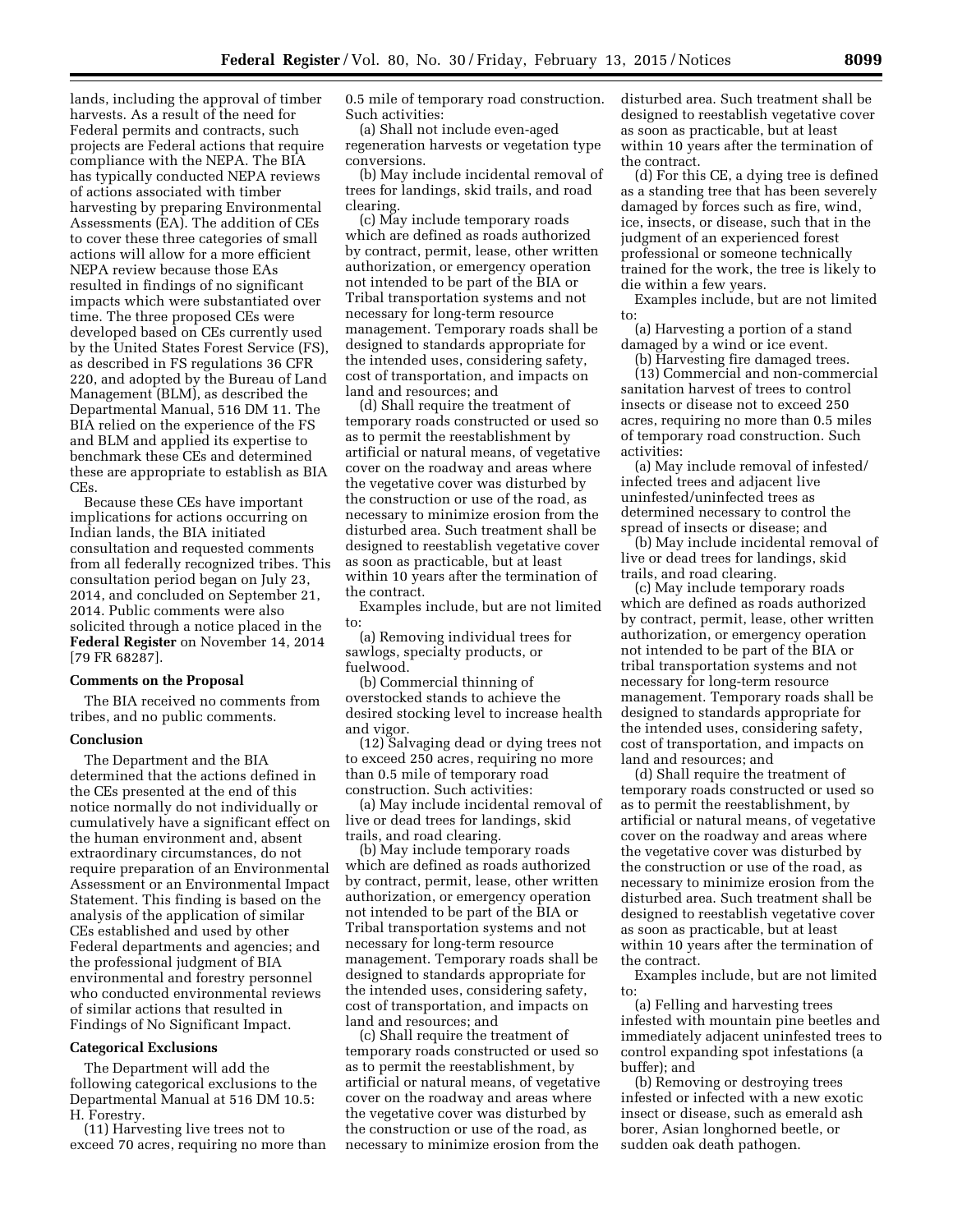lands, including the approval of timber harvests. As a result of the need for Federal permits and contracts, such projects are Federal actions that require compliance with the NEPA. The BIA has typically conducted NEPA reviews of actions associated with timber harvesting by preparing Environmental Assessments (EA). The addition of CEs to cover these three categories of small actions will allow for a more efficient NEPA review because those EAs resulted in findings of no significant impacts which were substantiated over time. The three proposed CEs were developed based on CEs currently used by the United States Forest Service (FS), as described in FS regulations 36 CFR 220, and adopted by the Bureau of Land Management (BLM), as described the Departmental Manual, 516 DM 11. The BIA relied on the experience of the FS and BLM and applied its expertise to benchmark these CEs and determined these are appropriate to establish as BIA CEs.

Because these CEs have important implications for actions occurring on Indian lands, the BIA initiated consultation and requested comments from all federally recognized tribes. This consultation period began on July 23, 2014, and concluded on September 21, 2014. Public comments were also solicited through a notice placed in the **Federal Register** on November 14, 2014 [79 FR 68287].

### Comments on the Proposal

The BIA received no comments from tribes, and no public comments.

### Conclusion

The Department and the BIA determined that the actions defined in the CEs presented at the end of this notice normally do not individually or cumulatively have a significant effect on the human environment and, absent extraordinary circumstances, do not require preparation of an Environmental Assessment or an Environmental Impact Statement. This finding is based on the analysis of the application of similar CEs established and used by other Federal departments and agencies; and the professional judgment of BIA environmental and forestry personnel who conducted environmental reviews of similar actions that resulted in Findings of No Significant Impact.

### Categorical Exclusions

The Department will add the following categorical exclusions to the Departmental Manual at 516 DM 10.5: H. Forestry.

(11) Harvesting live trees not to exceed 70 acres, requiring no more than 0.5 mile of temporary road construction. Such activities:

(a) Shall not include even-aged regeneration harvests or vegetation type conversions.

(b) May include incidental removal of trees for landings, skid trails, and road clearing.

(c) May include temporary roads which are defined as roads authorized by contract, permit, lease, other written authorization, or emergency operation not intended to be part of the BIA or Tribal transportation systems and not necessary for long-term resource management. Temporary roads shall be designed to standards appropriate for the intended uses, considering safety, cost of transportation, and impacts on land and resources; and

(d) Shall require the treatment of temporary roads constructed or used so as to permit the reestablishment by artificial or natural means, of vegetative cover on the roadway and areas where the vegetative cover was disturbed by the construction or use of the road, as necessary to minimize erosion from the disturbed area. Such treatment shall be designed to reestablish vegetative cover as soon as practicable, but at least within 10 years after the termination of the contract.

Examples include, but are not limited to:

(a) Removing individual trees for sawlogs, specialty products, or fuelwood.

(b) Commercial thinning of overstocked stands to achieve the desired stocking level to increase health and vigor.

(12) Salvaging dead or dying trees not to exceed 250 acres, requiring no more than 0.5 mile of temporary road construction. Such activities:

(a) May include incidental removal of live or dead trees for landings, skid trails, and road clearing.

(b) May include temporary roads which are defined as roads authorized by contract, permit, lease, other written authorization, or emergency operation not intended to be part of the BIA or Tribal transportation systems and not necessary for long-term resource management. Temporary roads shall be designed to standards appropriate for the intended uses, considering safety, cost of transportation, and impacts on land and resources; and

(c) Shall require the treatment of temporary roads constructed or used so as to permit the reestablishment, by artificial or natural means, of vegetative cover on the roadway and areas where the vegetative cover was disturbed by the construction or use of the road, as necessary to minimize erosion from the disturbed area. Such treatment shall be designed to reestablish vegetative cover as soon as practicable, but at least within 10 years after the termination of the contract.

(d) For this CE, a dying tree is defined as a standing tree that has been severely damaged by forces such as fire, wind, ice, insects, or disease, such that in the judgment of an experienced forest professional or someone technically trained for the work, the tree is likely to die within a few years.

Examples include, but are not limited to:

(a) Harvesting a portion of a stand damaged by a wind or ice event.

(b) Harvesting fire damaged trees.

(13) Commercial and non-commercial sanitation harvest of trees to control insects or disease not to exceed 250 acres, requiring no more than 0.5 miles of temporary road construction. Such activities:

(a) May include removal of infested/infected trees and adjacent live uninfested/uninfected trees as determined necessary to control the spread of insects or disease; and

(b) May include incidental removal of live or dead trees for landings, skid trails, and road clearing.

(c) May include temporary roads which are defined as roads authorized by contract, permit, lease, other written authorization, or emergency operation not intended to be part of the BIA or tribal transportation systems and not necessary for long-term resource management. Temporary roads shall be designed to standards appropriate for the intended uses, considering safety, cost of transportation, and impacts on land and resources; and

(d) Shall require the treatment of temporary roads constructed or used so as to permit the reestablishment, by artificial or natural means, of vegetative cover on the roadway and areas where the vegetative cover was disturbed by the construction or use of the road, as necessary to minimize erosion from the disturbed area. Such treatment shall be designed to reestablish vegetative cover as soon as practicable, but at least within 10 years after the termination of the contract.

Examples include, but are not limited to:

(a) Felling and harvesting trees infested with mountain pine beetles and immediately adjacent uninfested trees to control expanding spot infestations (a buffer); and

(b) Removing or destroying trees infested or infected with a new exotic insect or disease, such as emerald ash borer, Asian longhorned beetle, or sudden oak death pathogen.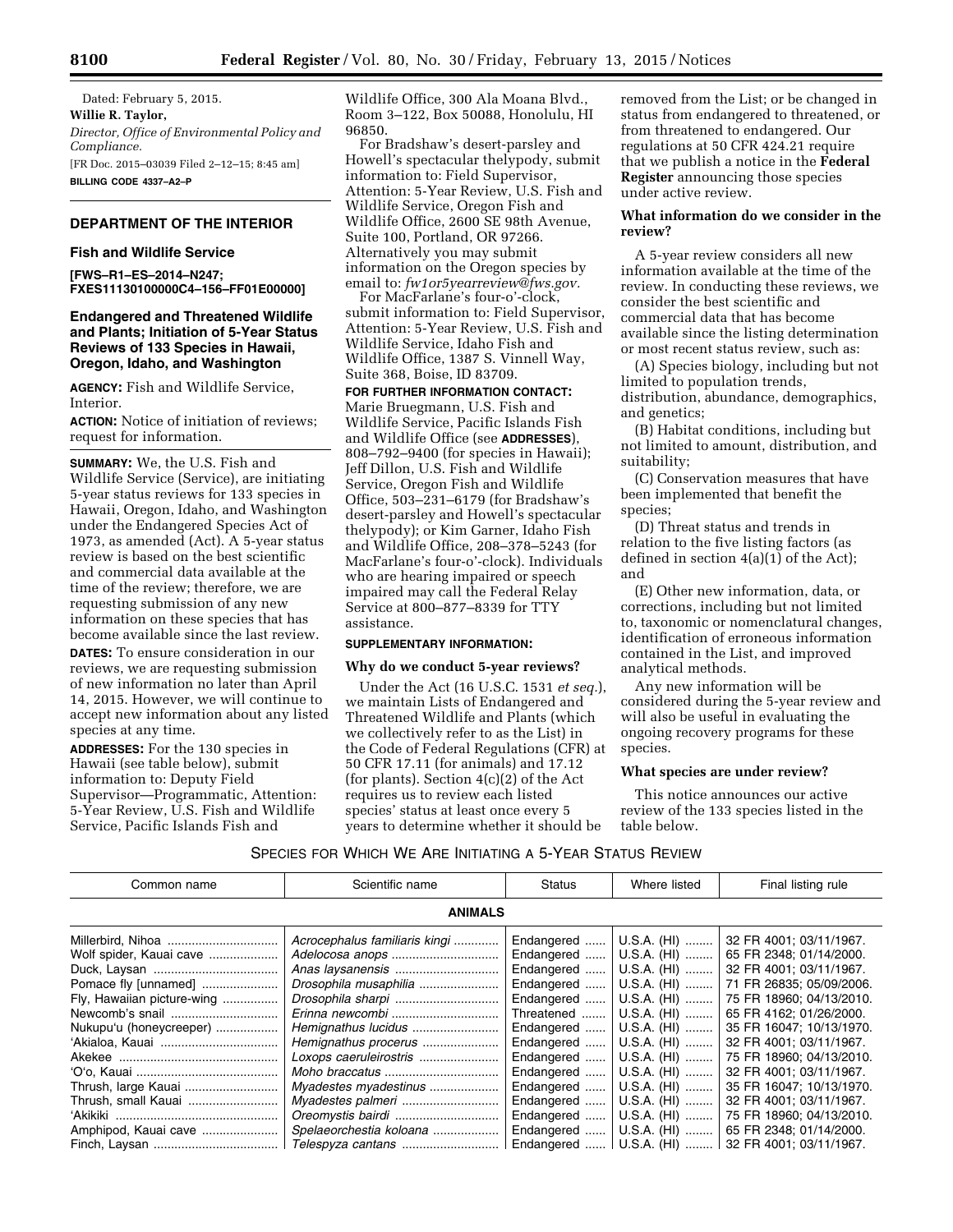Dated: February 5, 2015.

**Willie R. Taylor,**

*Director, Office of Environmental Policy and Compliance.*

[FR Doc. 2015–03039 Filed 2–12–15; 8:45 am]

**BILLING CODE 4337–A2–P**

## DEPARTMENT OF THE INTERIOR

### Fish and Wildlife Service

**[FWS–R1–ES–2014–N247; FXES11130100000C4–156–FF01E00000]**

### Endangered and Threatened Wildlife and Plants; Initiation of 5-Year Status Reviews of 133 Species in Hawaii, Oregon, Idaho, and Washington

**AGENCY:** Fish and Wildlife Service, Interior.

**ACTION:** Notice of initiation of reviews; request for information.

**SUMMARY:** We, the U.S. Fish and Wildlife Service (Service), are initiating 5-year status reviews for 133 species in Hawaii, Oregon, Idaho, and Washington under the Endangered Species Act of 1973, as amended (Act). A 5-year status review is based on the best scientific and commercial data available at the time of the review; therefore, we are requesting submission of any new information on these species that has become available since the last review.

**DATES:** To ensure consideration in our reviews, we are requesting submission of new information no later than April 14, 2015. However, we will continue to accept new information about any listed species at any time.

**ADDRESSES:** For the 130 species in Hawaii (see table below), submit information to: Deputy Field Supervisor—Programmatic, Attention: 5-Year Review, U.S. Fish and Wildlife Service, Pacific Islands Fish and Wildlife Office, 300 Ala Moana Blvd., Room 3–122, Box 50088, Honolulu, HI 96850.

For Bradshaw's desert-parsley and Howell's spectacular thelypody, submit information to: Field Supervisor, Attention: 5-Year Review, U.S. Fish and Wildlife Service, Oregon Fish and Wildlife Office, 2600 SE 98th Avenue, Suite 100, Portland, OR 97266. Alternatively you may submit information on the Oregon species by email to: *fw1or5yearreview@fws.gov.*

For MacFarlane's four-o'-clock, submit information to: Field Supervisor, Attention: 5-Year Review, U.S. Fish and Wildlife Service, Idaho Fish and Wildlife Office, 1387 S. Vinnell Way, Suite 368, Boise, ID 83709.

**FOR FURTHER INFORMATION CONTACT:** Marie Bruegmann, U.S. Fish and Wildlife Service, Pacific Islands Fish and Wildlife Office (see **ADDRESSES**), 808–792–9400 (for species in Hawaii); Jeff Dillon, U.S. Fish and Wildlife Service, Oregon Fish and Wildlife Office, 503–231–6179 (for Bradshaw's desert-parsley and Howell's spectacular thelypody); or Kim Garner, Idaho Fish and Wildlife Office, 208–378–5243 (for MacFarlane's four-o'-clock). Individuals who are hearing impaired or speech impaired may call the Federal Relay Service at 800–877–8339 for TTY assistance.

**SUPPLEMENTARY INFORMATION:**

#### Why do we conduct 5-year reviews?

Under the Act (16 U.S.C. 1531 *et seq.*), we maintain Lists of Endangered and Threatened Wildlife and Plants (which we collectively refer to as the List) in the Code of Federal Regulations (CFR) at 50 CFR 17.11 (for animals) and 17.12 (for plants). Section 4(c)(2) of the Act requires us to review each listed species' status at least once every 5 years to determine whether it should be removed from the List; or be changed in status from endangered to threatened, or from threatened to endangered. Our regulations at 50 CFR 424.21 require that we publish a notice in the **Federal Register** announcing those species under active review.

#### What information do we consider in the review?

A 5-year review considers all new information available at the time of the review. In conducting these reviews, we consider the best scientific and commercial data that has become available since the listing determination or most recent status review, such as:

(A) Species biology, including but not limited to population trends, distribution, abundance, demographics, and genetics;

(B) Habitat conditions, including but not limited to amount, distribution, and suitability;

(C) Conservation measures that have been implemented that benefit the species;

(D) Threat status and trends in relation to the five listing factors (as defined in section 4(a)(1) of the Act); and

(E) Other new information, data, or corrections, including but not limited to, taxonomic or nomenclatural changes, identification of erroneous information contained in the List, and improved analytical methods.

Any new information will be considered during the 5-year review and will also be useful in evaluating the ongoing recovery programs for these species.

#### What species are under review?

This notice announces our active review of the 133 species listed in the table below.

SPECIES FOR WHICH WE ARE INITIATING A 5-YEAR STATUS REVIEW

| Common name | Scientific name | Status | Where listed | Final listing rule |
|---|---|---|---|---|
| **ANIMALS** | | | | |
| Millerbird, Nihoa | *Acrocephalus familiaris kingi* | Endangered | U.S.A. (HI) | 32 FR 4001; 03/11/1967. |
| Wolf spider, Kauai cave | *Adelocosa anops* | Endangered | U.S.A. (HI) | 65 FR 2348; 01/14/2000. |
| Duck, Laysan | *Anas laysanensis* | Endangered | U.S.A. (HI) | 32 FR 4001; 03/11/1967. |
| Pomace fly [unnamed] | *Drosophila musaphilia* | Endangered | U.S.A. (HI) | 71 FR 26835; 05/09/2006. |
| Fly, Hawaiian picture-wing | *Drosophila sharpi* | Endangered | U.S.A. (HI) | 75 FR 18960; 04/13/2010. |
| Newcomb's snail | *Erinna newcombi* | Threatened | U.S.A. (HI) | 65 FR 4162; 01/26/2000. |
| Nukupu'u (honeycreeper) | *Hemignathus lucidus* | Endangered | U.S.A. (HI) | 35 FR 16047; 10/13/1970. |
| 'Akialoa, Kauai | *Hemignathus procerus* | Endangered | U.S.A. (HI) | 32 FR 4001; 03/11/1967. |
| Akekee | *Loxops caeruleirostris* | Endangered | U.S.A. (HI) | 75 FR 18960; 04/13/2010. |
| 'O'o, Kauai | *Moho braccatus* | Endangered | U.S.A. (HI) | 32 FR 4001; 03/11/1967. |
| Thrush, large Kauai | *Myadestes myadestinus* | Endangered | U.S.A. (HI) | 35 FR 16047; 10/13/1970. |
| Thrush, small Kauai | *Myadestes palmeri* | Endangered | U.S.A. (HI) | 32 FR 4001; 03/11/1967. |
| 'Akikiki | *Oreomystis bairdi* | Endangered | U.S.A. (HI) | 75 FR 18960; 04/13/2010. |
| Amphipod, Kauai cave | *Spelaeorchestia koloana* | Endangered | U.S.A. (HI) | 65 FR 2348; 01/14/2000. |
| Finch, Laysan | *Telespyza cantans* | Endangered | U.S.A. (HI) | 32 FR 4001; 03/11/1967. |